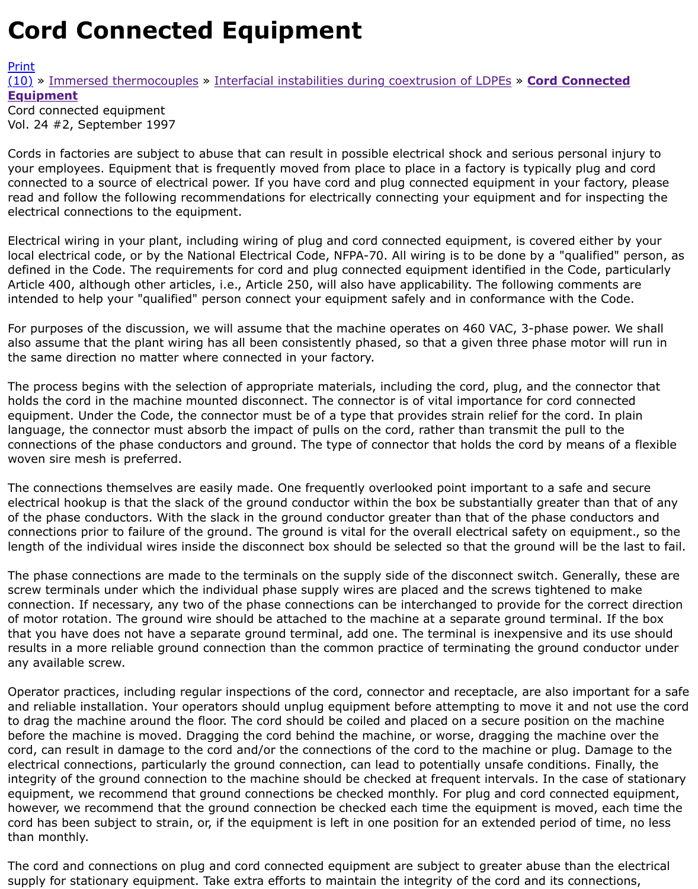# Cord Connected Equipment

Print
(10) » Immersed thermocouples » Interfacial instabilities during coextrusion of LDPEs » **Cord Connected Equipment**
Cord connected equipment
Vol. 24 #2, September 1997

Cords in factories are subject to abuse that can result in possible electrical shock and serious personal injury to your employees. Equipment that is frequently moved from place to place in a factory is typically plug and cord connected to a source of electrical power. If you have cord and plug connected equipment in your factory, please read and follow the following recommendations for electrically connecting your equipment and for inspecting the electrical connections to the equipment.

Electrical wiring in your plant, including wiring of plug and cord connected equipment, is covered either by your local electrical code, or by the National Electrical Code, NFPA-70. All wiring is to be done by a "qualified" person, as defined in the Code. The requirements for cord and plug connected equipment identified in the Code, particularly Article 400, although other articles, i.e., Article 250, will also have applicability. The following comments are intended to help your "qualified" person connect your equipment safely and in conformance with the Code.

For purposes of the discussion, we will assume that the machine operates on 460 VAC, 3-phase power. We shall also assume that the plant wiring has all been consistently phased, so that a given three phase motor will run in the same direction no matter where connected in your factory.

The process begins with the selection of appropriate materials, including the cord, plug, and the connector that holds the cord in the machine mounted disconnect. The connector is of vital importance for cord connected equipment. Under the Code, the connector must be of a type that provides strain relief for the cord. In plain language, the connector must absorb the impact of pulls on the cord, rather than transmit the pull to the connections of the phase conductors and ground. The type of connector that holds the cord by means of a flexible woven sire mesh is preferred.

The connections themselves are easily made. One frequently overlooked point important to a safe and secure electrical hookup is that the slack of the ground conductor within the box be substantially greater than that of any of the phase conductors. With the slack in the ground conductor greater than that of the phase conductors and connections prior to failure of the ground. The ground is vital for the overall electrical safety on equipment., so the length of the individual wires inside the disconnect box should be selected so that the ground will be the last to fail.

The phase connections are made to the terminals on the supply side of the disconnect switch. Generally, these are screw terminals under which the individual phase supply wires are placed and the screws tightened to make connection. If necessary, any two of the phase connections can be interchanged to provide for the correct direction of motor rotation. The ground wire should be attached to the machine at a separate ground terminal. If the box that you have does not have a separate ground terminal, add one. The terminal is inexpensive and its use should results in a more reliable ground connection than the common practice of terminating the ground conductor under any available screw.

Operator practices, including regular inspections of the cord, connector and receptacle, are also important for a safe and reliable installation. Your operators should unplug equipment before attempting to move it and not use the cord to drag the machine around the floor. The cord should be coiled and placed on a secure position on the machine before the machine is moved. Dragging the cord behind the machine, or worse, dragging the machine over the cord, can result in damage to the cord and/or the connections of the cord to the machine or plug. Damage to the electrical connections, particularly the ground connection, can lead to potentially unsafe conditions. Finally, the integrity of the ground connection to the machine should be checked at frequent intervals. In the case of stationary equipment, we recommend that ground connections be checked monthly. For plug and cord connected equipment, however, we recommend that the ground connection be checked each time the equipment is moved, each time the cord has been subject to strain, or, if the equipment is left in one position for an extended period of time, no less than monthly.

The cord and connections on plug and cord connected equipment are subject to greater abuse than the electrical supply for stationary equipment. Take extra efforts to maintain the integrity of the cord and its connections,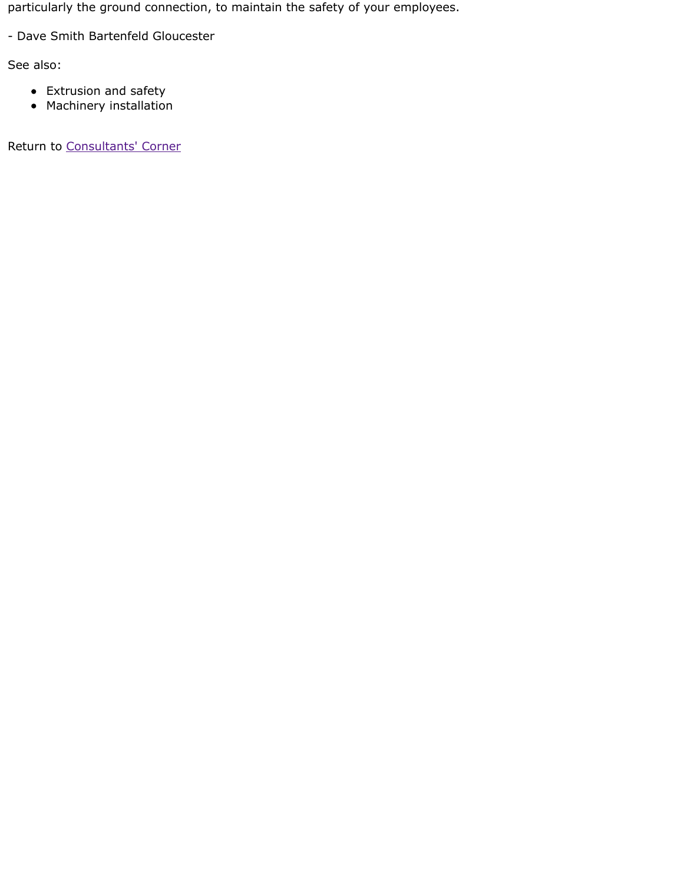particularly the ground connection, to maintain the safety of your employees.

- Dave Smith Bartenfeld Gloucester

See also:

- Extrusion and safety
- Machinery installation

Return to Consultants' Corner